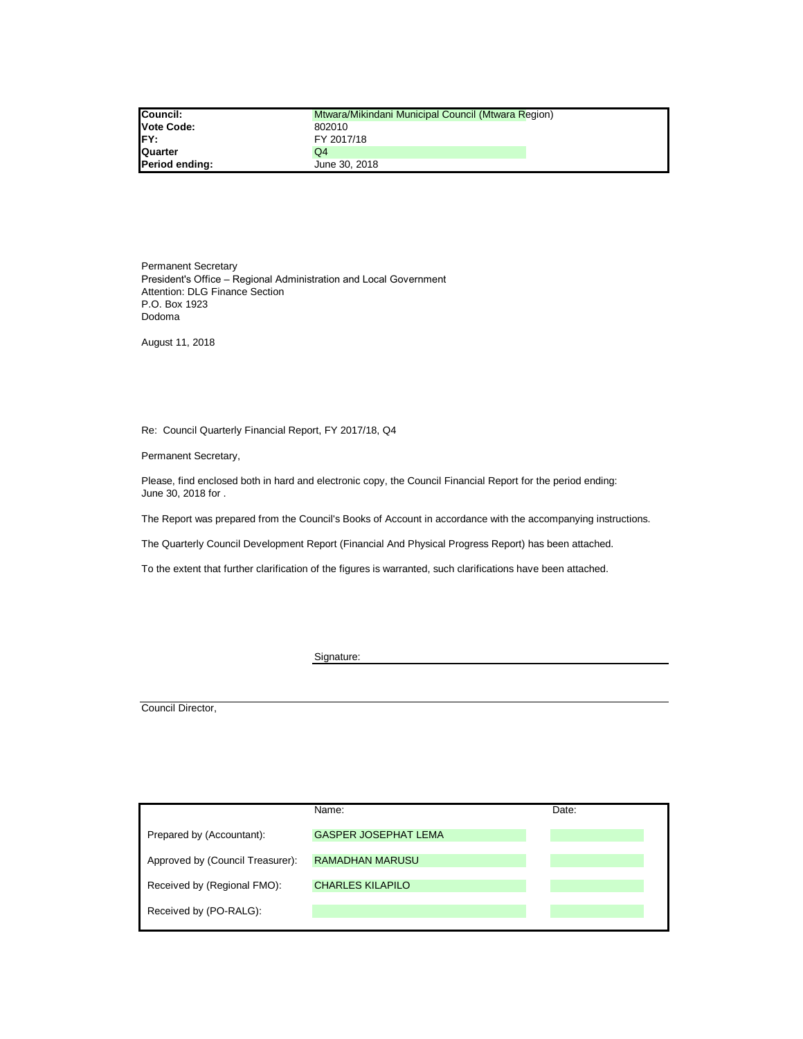| Council: | Mtwara/Mikindani Municipal Council (Mtwara Region) |
|---|---|
| Vote Code: | 802010 |
| FY: | FY 2017/18 |
| Quarter | Q4 |
| Period ending: | June 30, 2018 |

Permanent Secretary
President's Office – Regional Administration and Local Government
Attention: DLG Finance Section
P.O. Box 1923
Dodoma

August 11, 2018

Re: Council Quarterly Financial Report, FY 2017/18, Q4

Permanent Secretary,

Please, find enclosed both in hard and electronic copy, the Council Financial Report for the period ending: June 30, 2018 for .

The Report was prepared from the Council's Books of Account in accordance with the accompanying instructions.

The Quarterly Council Development Report (Financial And Physical Progress Report) has been attached.

To the extent that further clarification of the figures is warranted, such clarifications have been attached.

Signature: ______________________________

Council Director,

| | Name: | Date: |
|---|---|---|
| Prepared by (Accountant): | GASPER JOSEPHAT LEMA | |
| Approved by (Council Treasurer): | RAMADHAN MARUSU | |
| Received by (Regional FMO): | CHARLES KILAPILO | |
| Received by (PO-RALG): | | |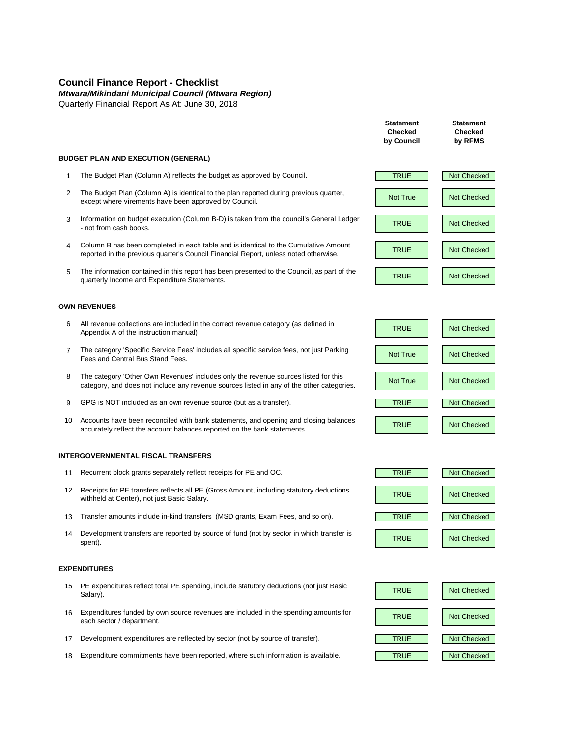# Council Finance Report - Checklist

***Mtwara/Mikindani Municipal Council (Mtwara Region)***

Quarterly Financial Report As At: June 30, 2018

| # | Item | Statement Checked by Council | Statement Checked by RFMS |
|---|---|---|---|
| | **BUDGET PLAN AND EXECUTION (GENERAL)** | | |
| 1 | The Budget Plan (Column A) reflects the budget as approved by Council. | TRUE | Not Checked |
| 2 | The Budget Plan (Column A) is identical to the plan reported during previous quarter, except where virements have been approved by Council. | Not True | Not Checked |
| 3 | Information on budget execution (Column B-D) is taken from the council's General Ledger - not from cash books. | TRUE | Not Checked |
| 4 | Column B has been completed in each table and is identical to the Cumulative Amount reported in the previous quarter's Council Financial Report, unless noted otherwise. | TRUE | Not Checked |
| 5 | The information contained in this report has been presented to the Council, as part of the quarterly Income and Expenditure Statements. | TRUE | Not Checked |
| | **OWN REVENUES** | | |
| 6 | All revenue collections are included in the correct revenue category (as defined in Appendix A of the instruction manual) | TRUE | Not Checked |
| 7 | The category 'Specific Service Fees' includes all specific service fees, not just Parking Fees and Central Bus Stand Fees. | Not True | Not Checked |
| 8 | The category 'Other Own Revenues' includes only the revenue sources listed for this category, and does not include any revenue sources listed in any of the other categories. | Not True | Not Checked |
| 9 | GPG is NOT included as an own revenue source (but as a transfer). | TRUE | Not Checked |
| 10 | Accounts have been reconciled with bank statements, and opening and closing balances accurately reflect the account balances reported on the bank statements. | TRUE | Not Checked |
| | **INTERGOVERNMENTAL FISCAL TRANSFERS** | | |
| 11 | Recurrent block grants separately reflect receipts for PE and OC. | TRUE | Not Checked |
| 12 | Receipts for PE transfers reflects all PE (Gross Amount, including statutory deductions withheld at Center), not just Basic Salary. | TRUE | Not Checked |
| 13 | Transfer amounts include in-kind transfers (MSD grants, Exam Fees, and so on). | TRUE | Not Checked |
| 14 | Development transfers are reported by source of fund (not by sector in which transfer is spent). | TRUE | Not Checked |
| | **EXPENDITURES** | | |
| 15 | PE expenditures reflect total PE spending, include statutory deductions (not just Basic Salary). | TRUE | Not Checked |
| 16 | Expenditures funded by own source revenues are included in the spending amounts for each sector / department. | TRUE | Not Checked |
| 17 | Development expenditures are reflected by sector (not by source of transfer). | TRUE | Not Checked |
| 18 | Expenditure commitments have been reported, where such information is available. | TRUE | Not Checked |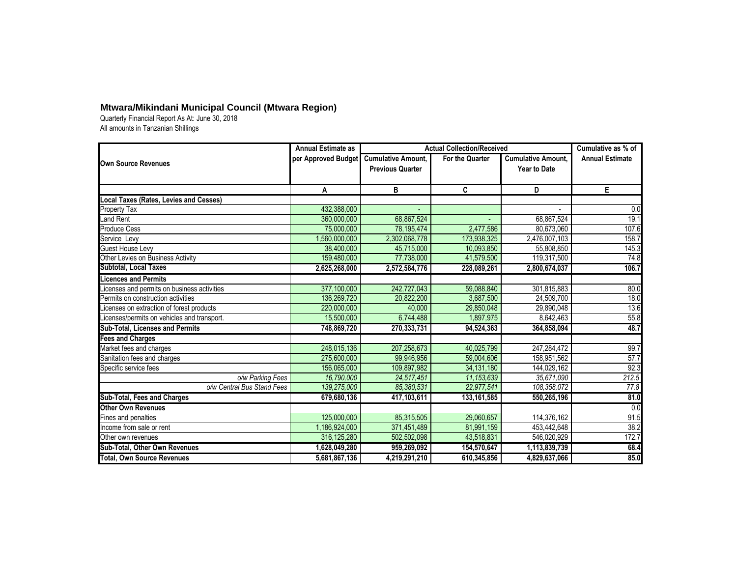## Mtwara/Mikindani Municipal Council (Mtwara Region)

Quarterly Financial Report As At: June 30, 2018

All amounts in Tanzanian Shillings

| Own Source Revenues | Annual Estimate as per Approved Budget | Actual Collection/Received | | | Cumulative as % of Annual Estimate |
|---|---|---|---|---|---|
| | | Cumulative Amount, Previous Quarter | For the Quarter | Cumulative Amount, Year to Date | |
| | A | B | C | D | E |
| **Local Taxes (Rates, Levies and Cesses)** | | | | | |
| Property Tax | 432,388,000 | - | | - | 0.0 |
| Land Rent | 360,000,000 | 68,867,524 | - | 68,867,524 | 19.1 |
| Produce Cess | 75,000,000 | 78,195,474 | 2,477,586 | 80,673,060 | 107.6 |
| Service Levy | 1,560,000,000 | 2,302,068,778 | 173,938,325 | 2,476,007,103 | 158.7 |
| Guest House Levy | 38,400,000 | 45,715,000 | 10,093,850 | 55,808,850 | 145.3 |
| Other Levies on Business Activity | 159,480,000 | 77,738,000 | 41,579,500 | 119,317,500 | 74.8 |
| **Subtotal, Local Taxes** | **2,625,268,000** | **2,572,584,776** | **228,089,261** | **2,800,674,037** | **106.7** |
| **Licences and Permits** | | | | | |
| Licenses and permits on business activities | 377,100,000 | 242,727,043 | 59,088,840 | 301,815,883 | 80.0 |
| Permits on construction activities | 136,269,720 | 20,822,200 | 3,687,500 | 24,509,700 | 18.0 |
| Licenses on extraction of forest products | 220,000,000 | 40,000 | 29,850,048 | 29,890,048 | 13.6 |
| Licenses/permits on vehicles and transport. | 15,500,000 | 6,744,488 | 1,897,975 | 8,642,463 | 55.8 |
| **Sub-Total, Licenses and Permits** | **748,869,720** | **270,333,731** | **94,524,363** | **364,858,094** | **48.7** |
| **Fees and Charges** | | | | | |
| Market fees and charges | 248,015,136 | 207,258,673 | 40,025,799 | 247,284,472 | 99.7 |
| Sanitation fees and charges | 275,600,000 | 99,946,956 | 59,004,606 | 158,951,562 | 57.7 |
| Specific service fees | 156,065,000 | 109,897,982 | 34,131,180 | 144,029,162 | 92.3 |
| *o/w Parking Fees* | *16,790,000* | *24,517,451* | *11,153,639* | *35,671,090* | *212.5* |
| *o/w Central Bus Stand Fees* | *139,275,000* | *85,380,531* | *22,977,541* | *108,358,072* | *77.8* |
| **Sub-Total, Fees and Charges** | **679,680,136** | **417,103,611** | **133,161,585** | **550,265,196** | **81.0** |
| **Other Own Revenues** | | | | | 0.0 |
| Fines and penalties | 125,000,000 | 85,315,505 | 29,060,657 | 114,376,162 | 91.5 |
| Income from sale or rent | 1,186,924,000 | 371,451,489 | 81,991,159 | 453,442,648 | 38.2 |
| Other own revenues | 316,125,280 | 502,502,098 | 43,518,831 | 546,020,929 | 172.7 |
| **Sub-Total, Other Own Revenues** | **1,628,049,280** | **959,269,092** | **154,570,647** | **1,113,839,739** | **68.4** |
| **Total, Own Source Revenues** | **5,681,867,136** | **4,219,291,210** | **610,345,856** | **4,829,637,066** | **85.0** |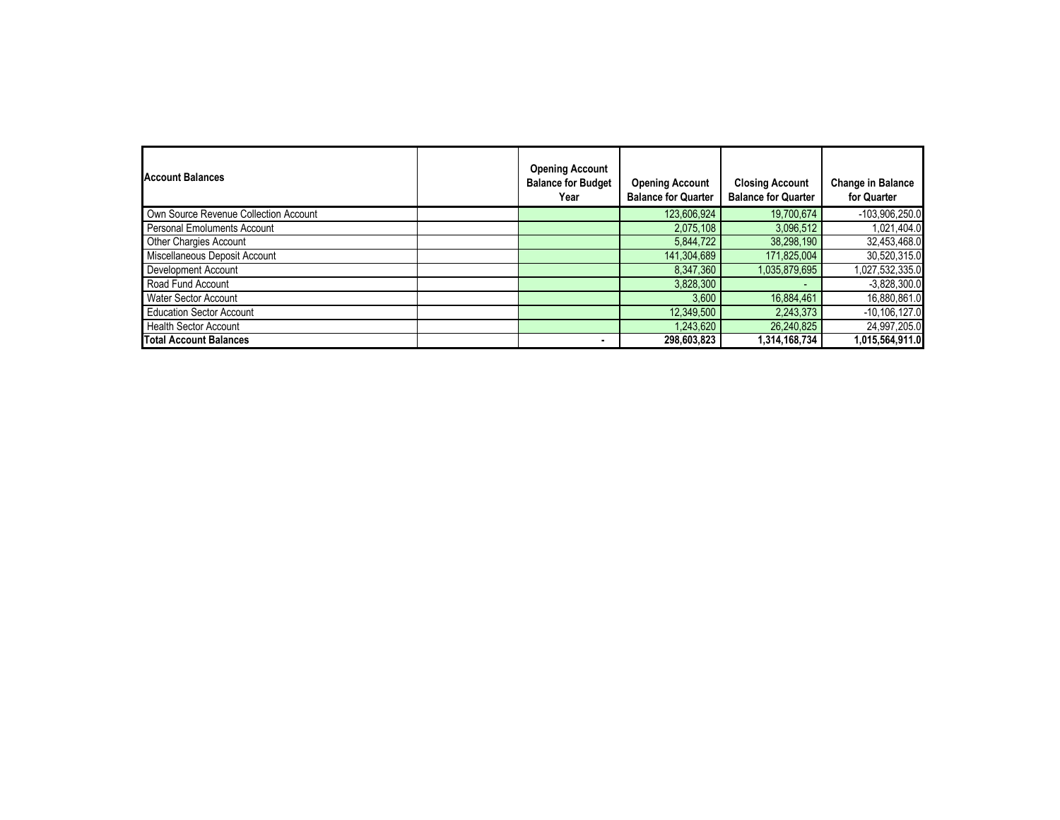| Account Balances | | Opening Account Balance for Budget Year | Opening Account Balance for Quarter | Closing Account Balance for Quarter | Change in Balance for Quarter |
|---|---|---|---|---|---|
| Own Source Revenue Collection Account | | | 123,606,924 | 19,700,674 | -103,906,250.0 |
| Personal Emoluments Account | | | 2,075,108 | 3,096,512 | 1,021,404.0 |
| Other Chargies Account | | | 5,844,722 | 38,298,190 | 32,453,468.0 |
| Miscellaneous Deposit Account | | | 141,304,689 | 171,825,004 | 30,520,315.0 |
| Development Account | | | 8,347,360 | 1,035,879,695 | 1,027,532,335.0 |
| Road Fund Account | | | 3,828,300 | - | -3,828,300.0 |
| Water Sector Account | | | 3,600 | 16,884,461 | 16,880,861.0 |
| Education Sector Account | | | 12,349,500 | 2,243,373 | -10,106,127.0 |
| Health Sector Account | | | 1,243,620 | 26,240,825 | 24,997,205.0 |
| **Total Account Balances** | | **-** | **298,603,823** | **1,314,168,734** | **1,015,564,911.0** |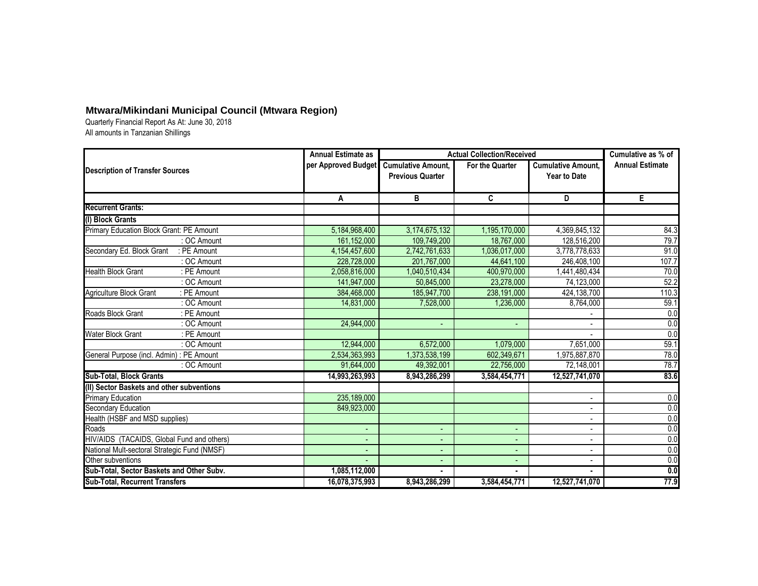## Mtwara/Mikindani Municipal Council (Mtwara Region)

Quarterly Financial Report As At: June 30, 2018
All amounts in Tanzanian Shillings

| Description of Transfer Sources | | Annual Estimate as per Approved Budget | Actual Collection/Received | | | Cumulative as % of Annual Estimate |
|---|---|---|---|---|---|---|
| | | | Cumulative Amount, Previous Quarter | For the Quarter | Cumulative Amount, Year to Date | |
| | | A | B | C | D | E |
| **Recurrent Grants:** | | | | | | |
| **(I) Block Grants** | | | | | | |
| Primary Education Block Grant: | PE Amount | 5,184,968,400 | 3,174,675,132 | 1,195,170,000 | 4,369,845,132 | 84.3 |
| | : OC Amount | 161,152,000 | 109,749,200 | 18,767,000 | 128,516,200 | 79.7 |
| Secondary Ed. Block Grant | : PE Amount | 4,154,457,600 | 2,742,761,633 | 1,036,017,000 | 3,778,778,633 | 91.0 |
| | : OC Amount | 228,728,000 | 201,767,000 | 44,641,100 | 246,408,100 | 107.7 |
| Health Block Grant | : PE Amount | 2,058,816,000 | 1,040,510,434 | 400,970,000 | 1,441,480,434 | 70.0 |
| | : OC Amount | 141,947,000 | 50,845,000 | 23,278,000 | 74,123,000 | 52.2 |
| Agriculture Block Grant | : PE Amount | 384,468,000 | 185,947,700 | 238,191,000 | 424,138,700 | 110.3 |
| | : OC Amount | 14,831,000 | 7,528,000 | 1,236,000 | 8,764,000 | 59.1 |
| Roads Block Grant | : PE Amount | | | | - | 0.0 |
| | : OC Amount | 24,944,000 | - | - | - | 0.0 |
| Water Block Grant | : PE Amount | | | | - | 0.0 |
| | : OC Amount | 12,944,000 | 6,572,000 | 1,079,000 | 7,651,000 | 59.1 |
| General Purpose (incl. Admin) : | PE Amount | 2,534,363,993 | 1,373,538,199 | 602,349,671 | 1,975,887,870 | 78.0 |
| | : OC Amount | 91,644,000 | 49,392,001 | 22,756,000 | 72,148,001 | 78.7 |
| **Sub-Total, Block Grants** | | **14,993,263,993** | **8,943,286,299** | **3,584,454,771** | **12,527,741,070** | **83.6** |
| **(II) Sector Baskets and other subventions** | | | | | | |
| Primary Education | | 235,189,000 | | | - | 0.0 |
| Secondary Education | | 849,923,000 | | | - | 0.0 |
| Health (HSBF and MSD supplies) | | | | | - | 0.0 |
| Roads | | - | - | - | - | 0.0 |
| HIV/AIDS (TACAIDS, Global Fund and others) | | - | - | - | - | 0.0 |
| National Mult-sectoral Strategic Fund (NMSF) | | - | - | - | - | 0.0 |
| Other subventions | | - | - | - | - | 0.0 |
| **Sub-Total, Sector Baskets and Other Subv.** | | **1,085,112,000** | **-** | **-** | **-** | **0.0** |
| **Sub-Total, Recurrent Transfers** | | **16,078,375,993** | **8,943,286,299** | **3,584,454,771** | **12,527,741,070** | **77.9** |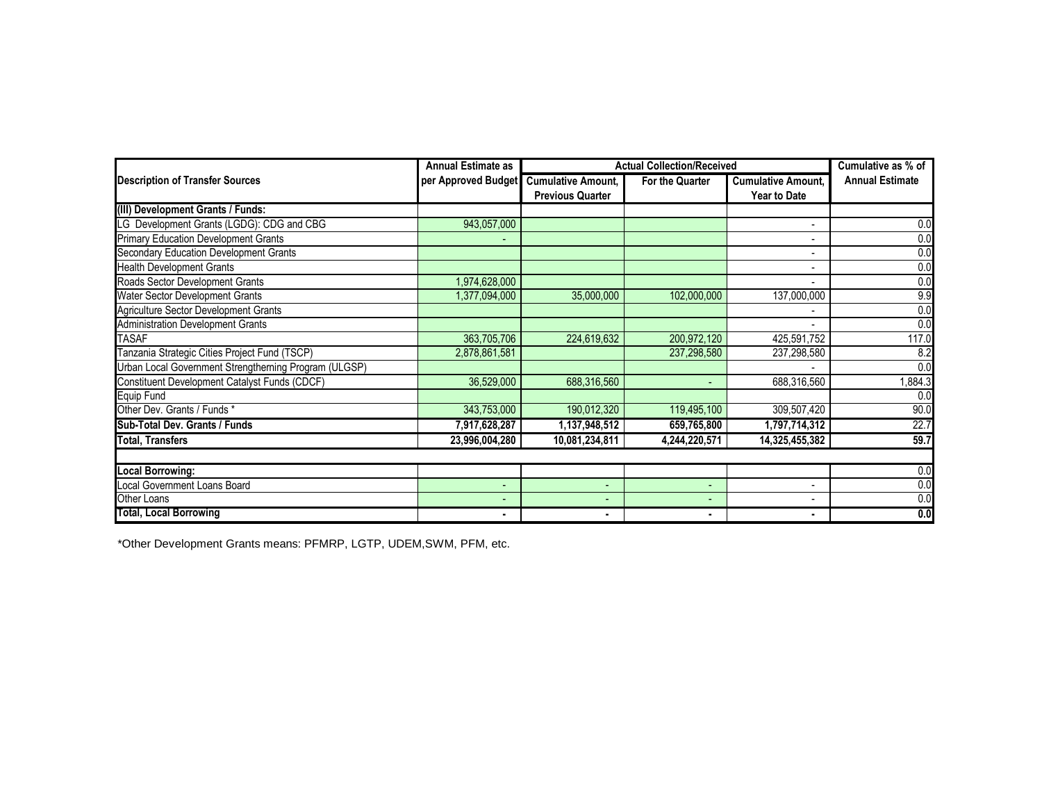| Description of Transfer Sources | Annual Estimate as per Approved Budget | Actual Collection/Received | | | Cumulative as % of Annual Estimate |
|---|---|---|---|---|---|
| | | Cumulative Amount, Previous Quarter | For the Quarter | Cumulative Amount, Year to Date | |
| **(III) Development Grants / Funds:** | | | | | |
| LG Development Grants (LGDG): CDG and CBG | 943,057,000 | | | - | 0.0 |
| Primary Education Development Grants | - | | | - | 0.0 |
| Secondary Education Development Grants | | | | - | 0.0 |
| Health Development Grants | | | | - | 0.0 |
| Roads Sector Development Grants | 1,974,628,000 | | | - | 0.0 |
| Water Sector Development Grants | 1,377,094,000 | 35,000,000 | 102,000,000 | 137,000,000 | 9.9 |
| Agriculture Sector Development Grants | | | | - | 0.0 |
| Administration Development Grants | | | | - | 0.0 |
| TASAF | 363,705,706 | 224,619,632 | 200,972,120 | 425,591,752 | 117.0 |
| Tanzania Strategic Cities Project Fund (TSCP) | 2,878,861,581 | | 237,298,580 | 237,298,580 | 8.2 |
| Urban Local Government Strengthening Program (ULGSP) | | | | - | 0.0 |
| Constituent Development Catalyst Funds (CDCF) | 36,529,000 | 688,316,560 | - | 688,316,560 | 1,884.3 |
| Equip Fund | | | | | 0.0 |
| Other Dev. Grants / Funds * | 343,753,000 | 190,012,320 | 119,495,100 | 309,507,420 | 90.0 |
| **Sub-Total Dev. Grants / Funds** | **7,917,628,287** | **1,137,948,512** | **659,765,800** | **1,797,714,312** | 22.7 |
| **Total, Transfers** | **23,996,004,280** | **10,081,234,811** | **4,244,220,571** | **14,325,455,382** | **59.7** |
| | | | | | |
| **Local Borrowing:** | | | | | 0.0 |
| Local Government Loans Board | - | - | - | - | 0.0 |
| Other Loans | - | - | - | - | 0.0 |
| **Total, Local Borrowing** | **-** | **-** | **-** | **-** | **0.0** |

*Other Development Grants means: PFMRP, LGTP, UDEM,SWM, PFM, etc.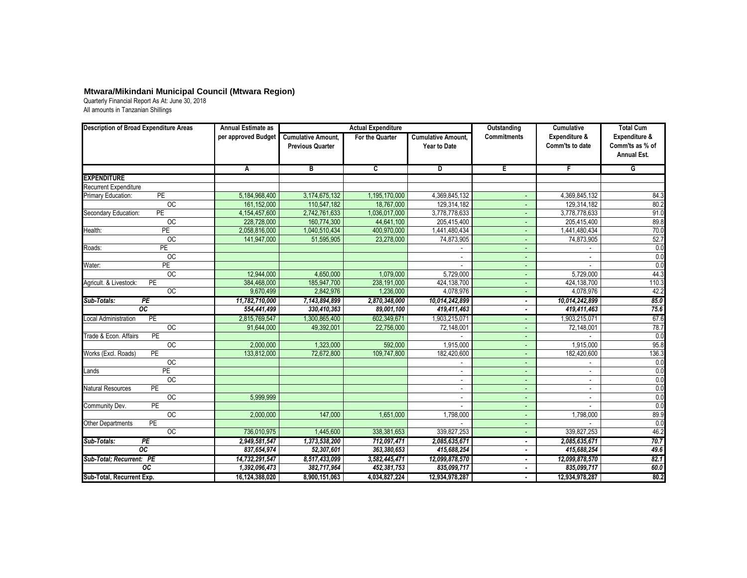**Mtwara/Mikindani Municipal Council (Mtwara Region)**

Quarterly Financial Report As At: June 30, 2018

All amounts in Tanzanian Shillings

| Description of Broad Expenditure Areas | | Annual Estimate as per approved Budget | Actual Expenditure | | | Outstanding Commitments | Cumulative Expenditure & Comm'ts to date | Total Cum Expenditure & Comm'ts as % of Annual Est. |
|---|---|---|---|---|---|---|---|---|
| | | | Cumulative Amount, Previous Quarter | For the Quarter | Cumulative Amount, Year to Date | | | |
| | | A | B | C | D | E | F | G |
| **EXPENDITURE** | | | | | | | | |
| Recurrent Expenditure | | | | | | | | |
| Primary Education: | PE | 5,184,968,400 | 3,174,675,132 | 1,195,170,000 | 4,369,845,132 | - | 4,369,845,132 | 84.3 |
| | OC | 161,152,000 | 110,547,182 | 18,767,000 | 129,314,182 | - | 129,314,182 | 80.2 |
| Secondary Education: | PE | 4,154,457,600 | 2,742,761,633 | 1,036,017,000 | 3,778,778,633 | - | 3,778,778,633 | 91.0 |
| | OC | 228,728,000 | 160,774,300 | 44,641,100 | 205,415,400 | - | 205,415,400 | 89.8 |
| Health: | PE | 2,058,816,000 | 1,040,510,434 | 400,970,000 | 1,441,480,434 | - | 1,441,480,434 | 70.0 |
| | OC | 141,947,000 | 51,595,905 | 23,278,000 | 74,873,905 | - | 74,873,905 | 52.7 |
| Roads: | PE | | | | - | - | - | 0.0 |
| | OC | | | | - | - | - | 0.0 |
| Water: | PE | | | | - | - | - | 0.0 |
| | OC | 12,944,000 | 4,650,000 | 1,079,000 | 5,729,000 | - | 5,729,000 | 44.3 |
| Agricult. & Livestock: | PE | 384,468,000 | 185,947,700 | 238,191,000 | 424,138,700 | - | 424,138,700 | 110.3 |
| | OC | 9,670,499 | 2,842,976 | 1,236,000 | 4,078,976 | - | 4,078,976 | 42.2 |
| ***Sub-Totals:*** | ***PE*** | ***11,782,710,000*** | ***7,143,894,899*** | ***2,870,348,000*** | ***10,014,242,899*** | ***-*** | ***10,014,242,899*** | ***85.0*** |
| | ***OC*** | ***554,441,499*** | ***330,410,363*** | ***89,001,100*** | ***419,411,463*** | ***-*** | ***419,411,463*** | ***75.6*** |
| Local Administration | PE | 2,815,769,547 | 1,300,865,400 | 602,349,671 | 1,903,215,071 | - | 1,903,215,071 | 67.6 |
| | OC | 91,644,000 | 49,392,001 | 22,756,000 | 72,148,001 | - | 72,148,001 | 78.7 |
| Trade & Econ. Affairs | PE | | | | - | - | - | 0.0 |
| | OC | 2,000,000 | 1,323,000 | 592,000 | 1,915,000 | - | 1,915,000 | 95.8 |
| Works (Excl. Roads) | PE | 133,812,000 | 72,672,800 | 109,747,800 | 182,420,600 | - | 182,420,600 | 136.3 |
| | OC | | | | - | - | - | 0.0 |
| Lands | PE | | | | - | - | - | 0.0 |
| | OC | | | | - | - | - | 0.0 |
| Natural Resources | PE | | | | - | - | - | 0.0 |
| | OC | 5,999,999 | | | - | - | - | 0.0 |
| Community Dev. | PE | | | | - | - | - | 0.0 |
| | OC | 2,000,000 | 147,000 | 1,651,000 | 1,798,000 | - | 1,798,000 | 89.9 |
| Other Departments | PE | | | | - | - | - | 0.0 |
| | OC | 736,010,975 | 1,445,600 | 338,381,653 | 339,827,253 | - | 339,827,253 | 46.2 |
| ***Sub-Totals:*** | ***PE*** | ***2,949,581,547*** | ***1,373,538,200*** | ***712,097,471*** | ***2,085,635,671*** | ***-*** | ***2,085,635,671*** | ***70.7*** |
| | ***OC*** | ***837,654,974*** | ***52,307,601*** | ***363,380,653*** | ***415,688,254*** | ***-*** | ***415,688,254*** | ***49.6*** |
| ***Sub-Total; Recurrent:*** | ***PE*** | ***14,732,291,547*** | ***8,517,433,099*** | ***3,582,445,471*** | ***12,099,878,570*** | ***-*** | ***12,099,878,570*** | ***82.1*** |
| | ***OC*** | ***1,392,096,473*** | ***382,717,964*** | ***452,381,753*** | ***835,099,717*** | ***-*** | ***835,099,717*** | ***60.0*** |
| **Sub-Total, Recurrent Exp.** | | **16,124,388,020** | **8,900,151,063** | **4,034,827,224** | **12,934,978,287** | **-** | **12,934,978,287** | **80.2** |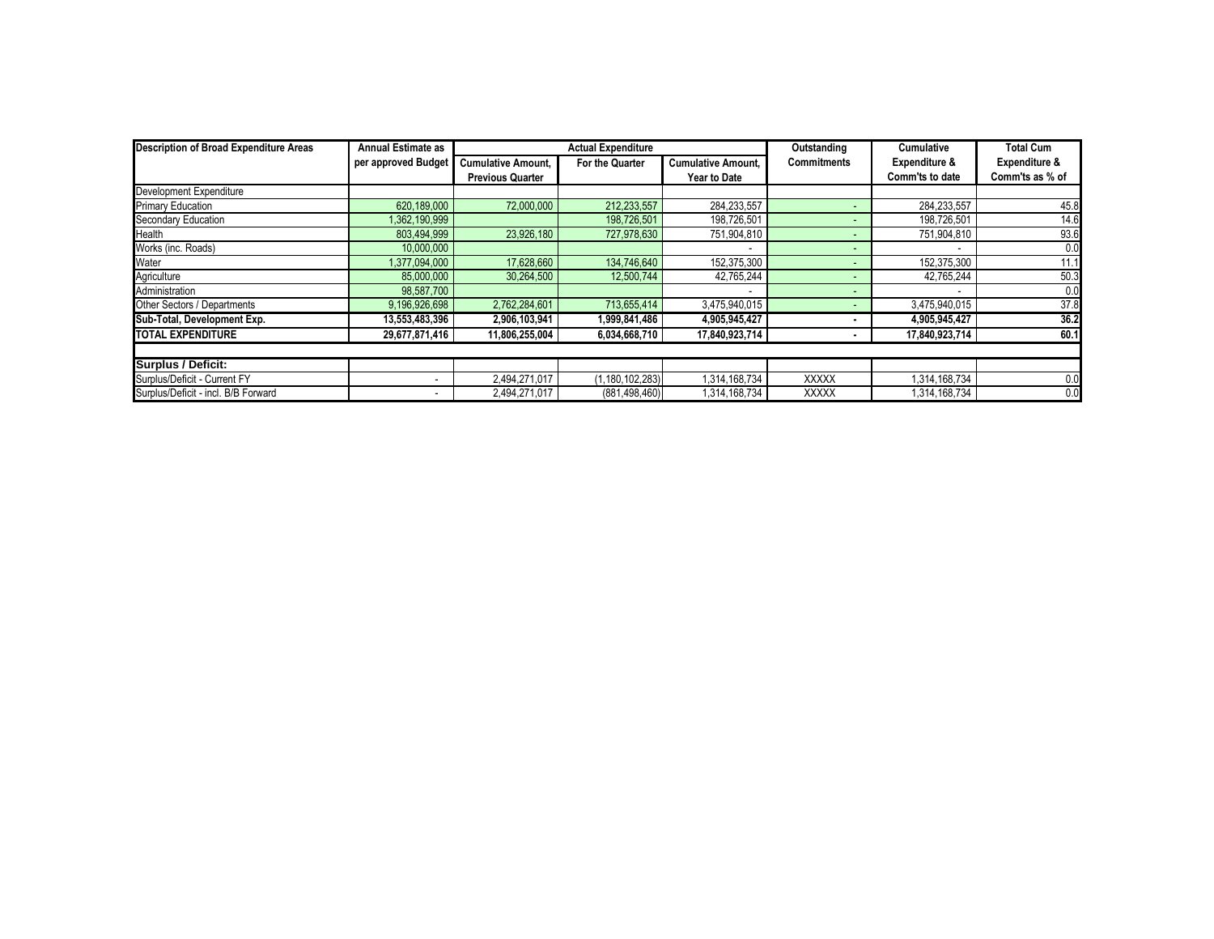| Description of Broad Expenditure Areas | Annual Estimate as per approved Budget | Actual Expenditure | | | Outstanding Commitments | Cumulative Expenditure & Comm'ts to date | Total Cum Expenditure & Comm'ts as % of |
|---|---|---|---|---|---|---|---|
| | | Cumulative Amount, Previous Quarter | For the Quarter | Cumulative Amount, Year to Date | | | |
| Development Expenditure | | | | | | | |
| Primary Education | 620,189,000 | 72,000,000 | 212,233,557 | 284,233,557 | - | 284,233,557 | 45.8 |
| Secondary Education | 1,362,190,999 | | 198,726,501 | 198,726,501 | - | 198,726,501 | 14.6 |
| Health | 803,494,999 | 23,926,180 | 727,978,630 | 751,904,810 | - | 751,904,810 | 93.6 |
| Works (inc. Roads) | 10,000,000 | | | - | - | - | 0.0 |
| Water | 1,377,094,000 | 17,628,660 | 134,746,640 | 152,375,300 | - | 152,375,300 | 11.1 |
| Agriculture | 85,000,000 | 30,264,500 | 12,500,744 | 42,765,244 | - | 42,765,244 | 50.3 |
| Administration | 98,587,700 | | | - | - | - | 0.0 |
| Other Sectors / Departments | 9,196,926,698 | 2,762,284,601 | 713,655,414 | 3,475,940,015 | - | 3,475,940,015 | 37.8 |
| **Sub-Total, Development Exp.** | **13,553,483,396** | **2,906,103,941** | **1,999,841,486** | **4,905,945,427** | **-** | **4,905,945,427** | **36.2** |
| **TOTAL EXPENDITURE** | **29,677,871,416** | **11,806,255,004** | **6,034,668,710** | **17,840,923,714** | **-** | **17,840,923,714** | **60.1** |
| | | | | | | | |
| **Surplus / Deficit:** | | | | | | | |
| Surplus/Deficit - Current FY | - | 2,494,271,017 | (1,180,102,283) | 1,314,168,734 | XXXXX | 1,314,168,734 | 0.0 |
| Surplus/Deficit - incl. B/B Forward | - | 2,494,271,017 | (881,498,460) | 1,314,168,734 | XXXXX | 1,314,168,734 | 0.0 |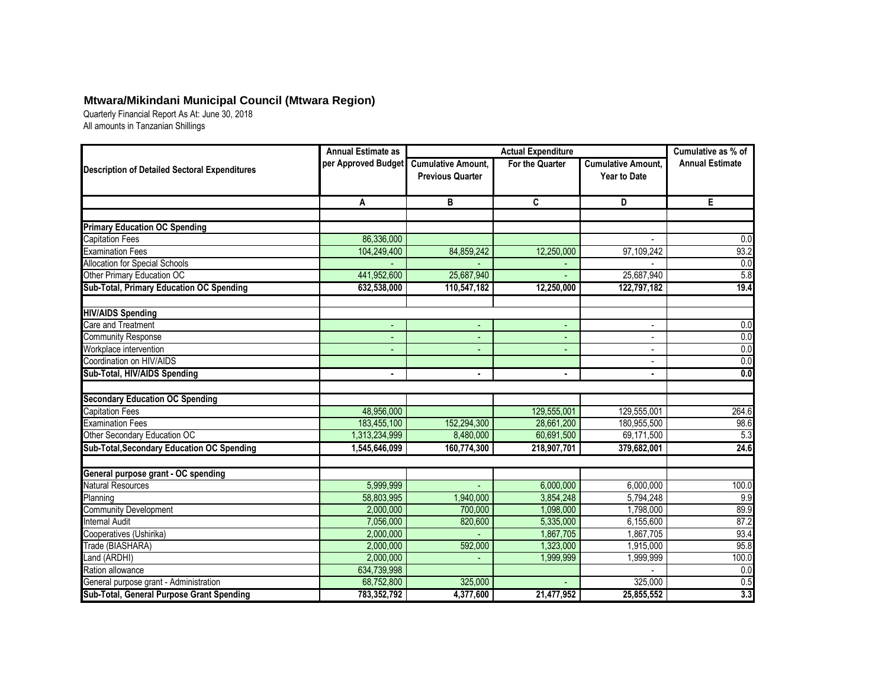## Mtwara/Mikindani Municipal Council (Mtwara Region)

Quarterly Financial Report As At: June 30, 2018
All amounts in Tanzanian Shillings

| Description of Detailed Sectoral Expenditures | Annual Estimate as per Approved Budget | Actual Expenditure | | | Cumulative as % of Annual Estimate |
|---|---|---|---|---|---|
| | | Cumulative Amount, Previous Quarter | For the Quarter | Cumulative Amount, Year to Date | |
| | A | B | C | D | E |
| **Primary Education OC Spending** | | | | | |
| Capitation Fees | 86,336,000 | | | - | 0.0 |
| Examination Fees | 104,249,400 | 84,859,242 | 12,250,000 | 97,109,242 | 93.2 |
| Allocation for Special Schools | - | - | - | - | 0.0 |
| Other Primary Education OC | 441,952,600 | 25,687,940 | - | 25,687,940 | 5.8 |
| **Sub-Total, Primary Education OC Spending** | **632,538,000** | **110,547,182** | **12,250,000** | **122,797,182** | **19.4** |
| **HIV/AIDS Spending** | | | | | |
| Care and Treatment | - | - | - | - | 0.0 |
| Community Response | - | - | - | - | 0.0 |
| Workplace intervention | - | - | - | - | 0.0 |
| Coordination on HIV/AIDS | | | | - | 0.0 |
| **Sub-Total, HIV/AIDS Spending** | **-** | **-** | **-** | **-** | **0.0** |
| **Secondary Education OC Spending** | | | | | |
| Capitation Fees | 48,956,000 | | 129,555,001 | 129,555,001 | 264.6 |
| Examination Fees | 183,455,100 | 152,294,300 | 28,661,200 | 180,955,500 | 98.6 |
| Other Secondary Education OC | 1,313,234,999 | 8,480,000 | 60,691,500 | 69,171,500 | 5.3 |
| **Sub-Total,Secondary Education OC Spending** | **1,545,646,099** | **160,774,300** | **218,907,701** | **379,682,001** | **24.6** |
| **General purpose grant - OC spending** | | | | | |
| Natural Resources | 5,999,999 | - | 6,000,000 | 6,000,000 | 100.0 |
| Planning | 58,803,995 | 1,940,000 | 3,854,248 | 5,794,248 | 9.9 |
| Community Development | 2,000,000 | 700,000 | 1,098,000 | 1,798,000 | 89.9 |
| Internal Audit | 7,056,000 | 820,600 | 5,335,000 | 6,155,600 | 87.2 |
| Cooperatives (Ushirika) | 2,000,000 | - | 1,867,705 | 1,867,705 | 93.4 |
| Trade (BIASHARA) | 2,000,000 | 592,000 | 1,323,000 | 1,915,000 | 95.8 |
| Land (ARDHI) | 2,000,000 | - | 1,999,999 | 1,999,999 | 100.0 |
| Ration allowance | 634,739,998 | | | - | 0.0 |
| General purpose grant - Administration | 68,752,800 | 325,000 | - | 325,000 | 0.5 |
| **Sub-Total, General Purpose Grant Spending** | **783,352,792** | **4,377,600** | **21,477,952** | **25,855,552** | **3.3** |